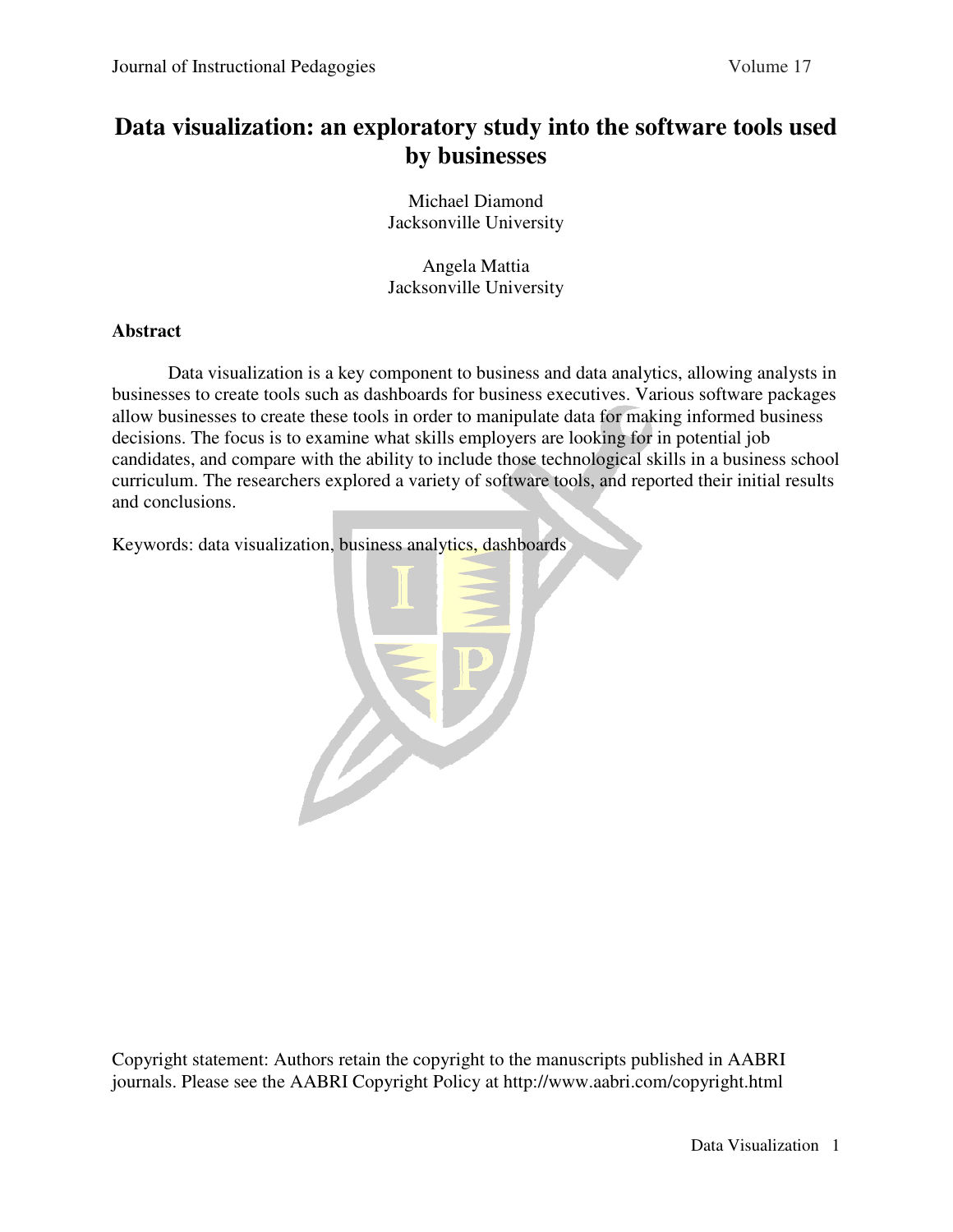# Data visualization: an exploratory study into the software tools used by businesses

Michael Diamond
Jacksonville University

Angela Mattia
Jacksonville University

## Abstract

Data visualization is a key component to business and data analytics, allowing analysts in businesses to create tools such as dashboards for business executives. Various software packages allow businesses to create these tools in order to manipulate data for making informed business decisions. The focus is to examine what skills employers are looking for in potential job candidates, and compare with the ability to include those technological skills in a business school curriculum. The researchers explored a variety of software tools, and reported their initial results and conclusions.

Keywords: data visualization, business analytics, dashboards

Copyright statement: Authors retain the copyright to the manuscripts published in AABRI journals. Please see the AABRI Copyright Policy at http://www.aabri.com/copyright.html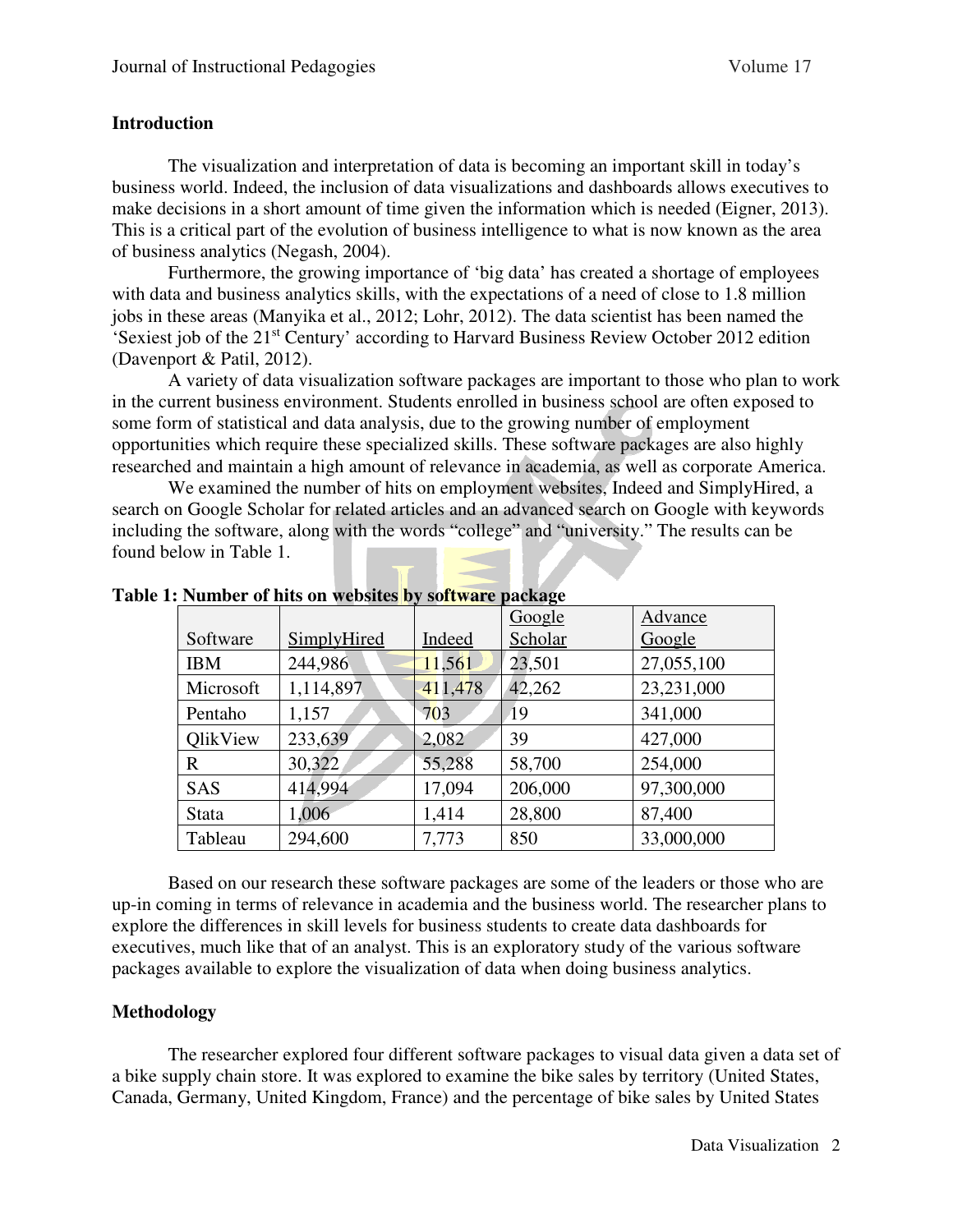## Introduction

The visualization and interpretation of data is becoming an important skill in today's business world. Indeed, the inclusion of data visualizations and dashboards allows executives to make decisions in a short amount of time given the information which is needed (Eigner, 2013). This is a critical part of the evolution of business intelligence to what is now known as the area of business analytics (Negash, 2004).

Furthermore, the growing importance of 'big data' has created a shortage of employees with data and business analytics skills, with the expectations of a need of close to 1.8 million jobs in these areas (Manyika et al., 2012; Lohr, 2012). The data scientist has been named the 'Sexiest job of the 21st Century' according to Harvard Business Review October 2012 edition (Davenport & Patil, 2012).

A variety of data visualization software packages are important to those who plan to work in the current business environment. Students enrolled in business school are often exposed to some form of statistical and data analysis, due to the growing number of employment opportunities which require these specialized skills. These software packages are also highly researched and maintain a high amount of relevance in academia, as well as corporate America.

We examined the number of hits on employment websites, Indeed and SimplyHired, a search on Google Scholar for related articles and an advanced search on Google with keywords including the software, along with the words "college" and "university." The results can be found below in Table 1.

**Table 1: Number of hits on websites by software package**

| Software | SimplyHired | Indeed | Google Scholar | Advance Google |
|---|---|---|---|---|
| IBM | 244,986 | 11,561 | 23,501 | 27,055,100 |
| Microsoft | 1,114,897 | 411,478 | 42,262 | 23,231,000 |
| Pentaho | 1,157 | 703 | 19 | 341,000 |
| QlikView | 233,639 | 2,082 | 39 | 427,000 |
| R | 30,322 | 55,288 | 58,700 | 254,000 |
| SAS | 414,994 | 17,094 | 206,000 | 97,300,000 |
| Stata | 1,006 | 1,414 | 28,800 | 87,400 |
| Tableau | 294,600 | 7,773 | 850 | 33,000,000 |

Based on our research these software packages are some of the leaders or those who are up-in coming in terms of relevance in academia and the business world. The researcher plans to explore the differences in skill levels for business students to create data dashboards for executives, much like that of an analyst. This is an exploratory study of the various software packages available to explore the visualization of data when doing business analytics.

## Methodology

The researcher explored four different software packages to visual data given a data set of a bike supply chain store. It was explored to examine the bike sales by territory (United States, Canada, Germany, United Kingdom, France) and the percentage of bike sales by United States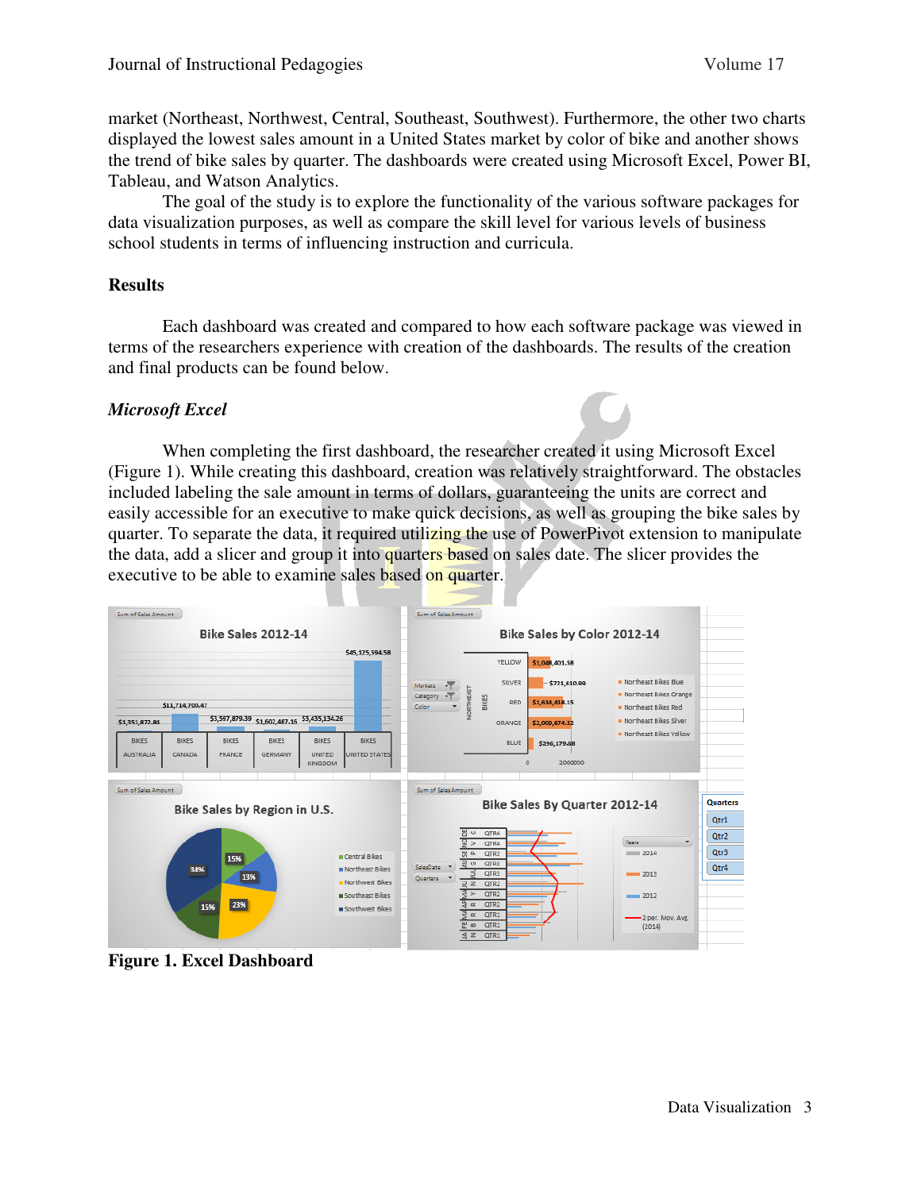market (Northeast, Northwest, Central, Southeast, Southwest). Furthermore, the other two charts displayed the lowest sales amount in a United States market by color of bike and another shows the trend of bike sales by quarter. The dashboards were created using Microsoft Excel, Power BI, Tableau, and Watson Analytics.

The goal of the study is to explore the functionality of the various software packages for data visualization purposes, as well as compare the skill level for various levels of business school students in terms of influencing instruction and curricula.

## Results

Each dashboard was created and compared to how each software package was viewed in terms of the researchers experience with creation of the dashboards. The results of the creation and final products can be found below.

### *Microsoft Excel*

When completing the first dashboard, the researcher created it using Microsoft Excel (Figure 1). While creating this dashboard, creation was relatively straightforward. The obstacles included labeling the sale amount in terms of dollars, guaranteeing the units are correct and easily accessible for an executive to make quick decisions, as well as grouping the bike sales by quarter. To separate the data, it required utilizing the use of PowerPivot extension to manipulate the data, add a slicer and group it into quarters based on sales date. The slicer provides the executive to be able to examine sales based on quarter.

**Figure 1. Excel Dashboard**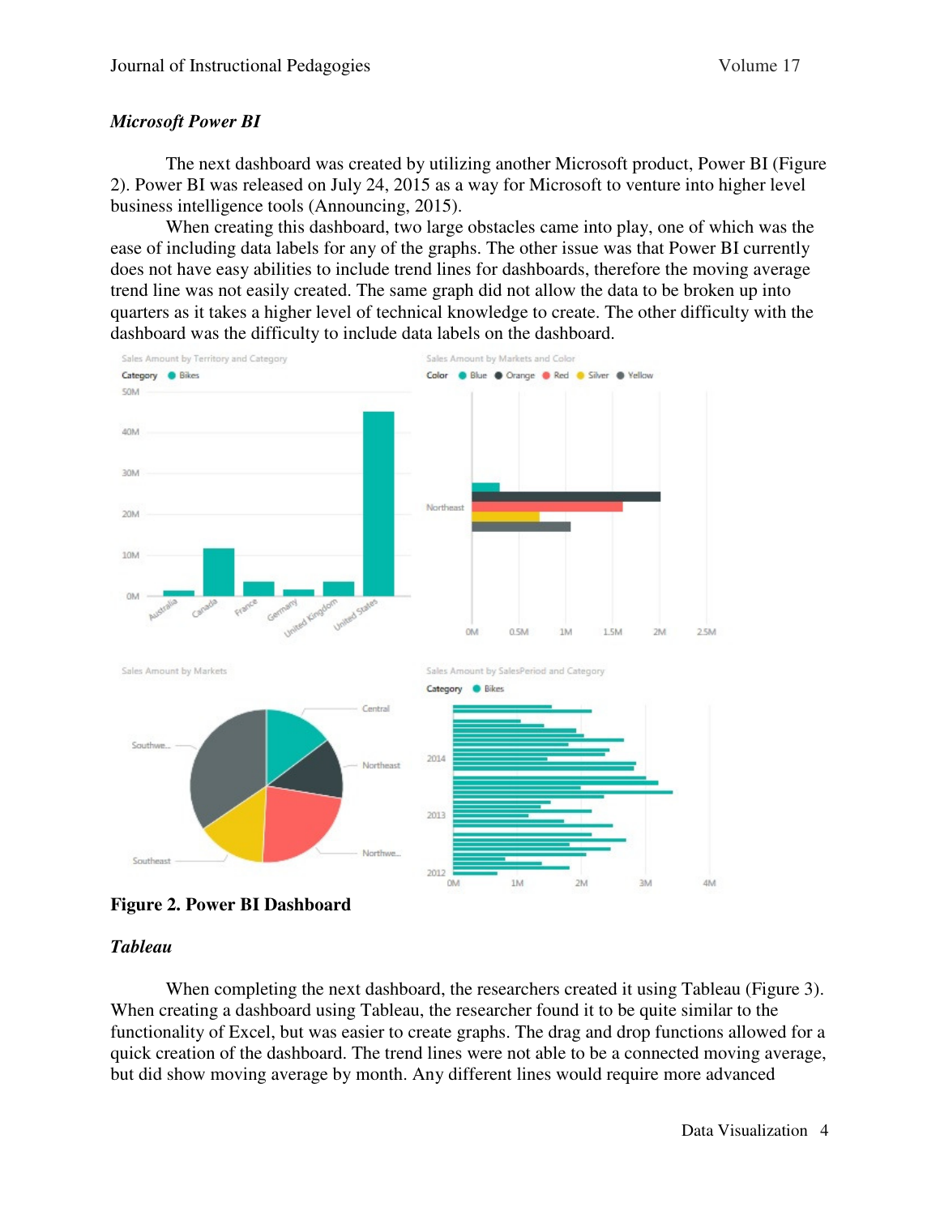### *Microsoft Power BI*

The next dashboard was created by utilizing another Microsoft product, Power BI (Figure 2). Power BI was released on July 24, 2015 as a way for Microsoft to venture into higher level business intelligence tools (Announcing, 2015).

When creating this dashboard, two large obstacles came into play, one of which was the ease of including data labels for any of the graphs. The other issue was that Power BI currently does not have easy abilities to include trend lines for dashboards, therefore the moving average trend line was not easily created. The same graph did not allow the data to be broken up into quarters as it takes a higher level of technical knowledge to create. The other difficulty with the dashboard was the difficulty to include data labels on the dashboard.

**Figure 2. Power BI Dashboard**

### *Tableau*

When completing the next dashboard, the researchers created it using Tableau (Figure 3). When creating a dashboard using Tableau, the researcher found it to be quite similar to the functionality of Excel, but was easier to create graphs. The drag and drop functions allowed for a quick creation of the dashboard. The trend lines were not able to be a connected moving average, but did show moving average by month. Any different lines would require more advanced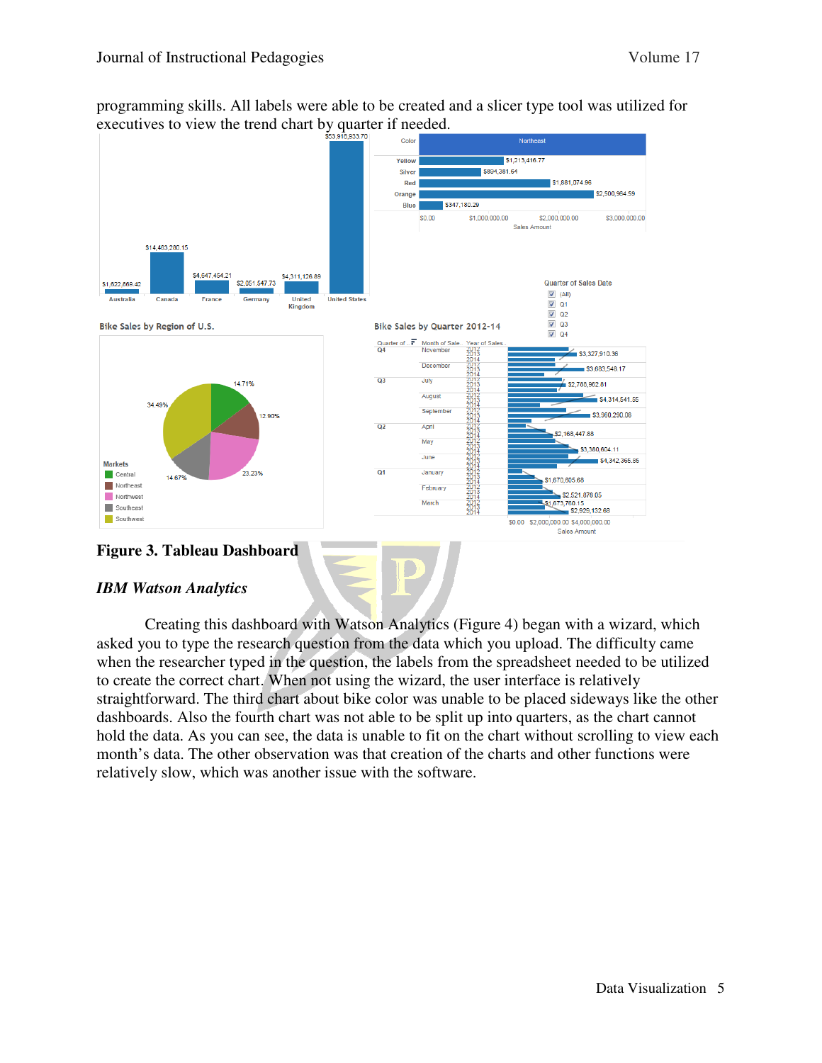programming skills. All labels were able to be created and a slicer type tool was utilized for executives to view the trend chart by quarter if needed.

**Figure 3. Tableau Dashboard**

### *IBM Watson Analytics*

Creating this dashboard with Watson Analytics (Figure 4) began with a wizard, which asked you to type the research question from the data which you upload. The difficulty came when the researcher typed in the question, the labels from the spreadsheet needed to be utilized to create the correct chart. When not using the wizard, the user interface is relatively straightforward. The third chart about bike color was unable to be placed sideways like the other dashboards. Also the fourth chart was not able to be split up into quarters, as the chart cannot hold the data. As you can see, the data is unable to fit on the chart without scrolling to view each month's data. The other observation was that creation of the charts and other functions were relatively slow, which was another issue with the software.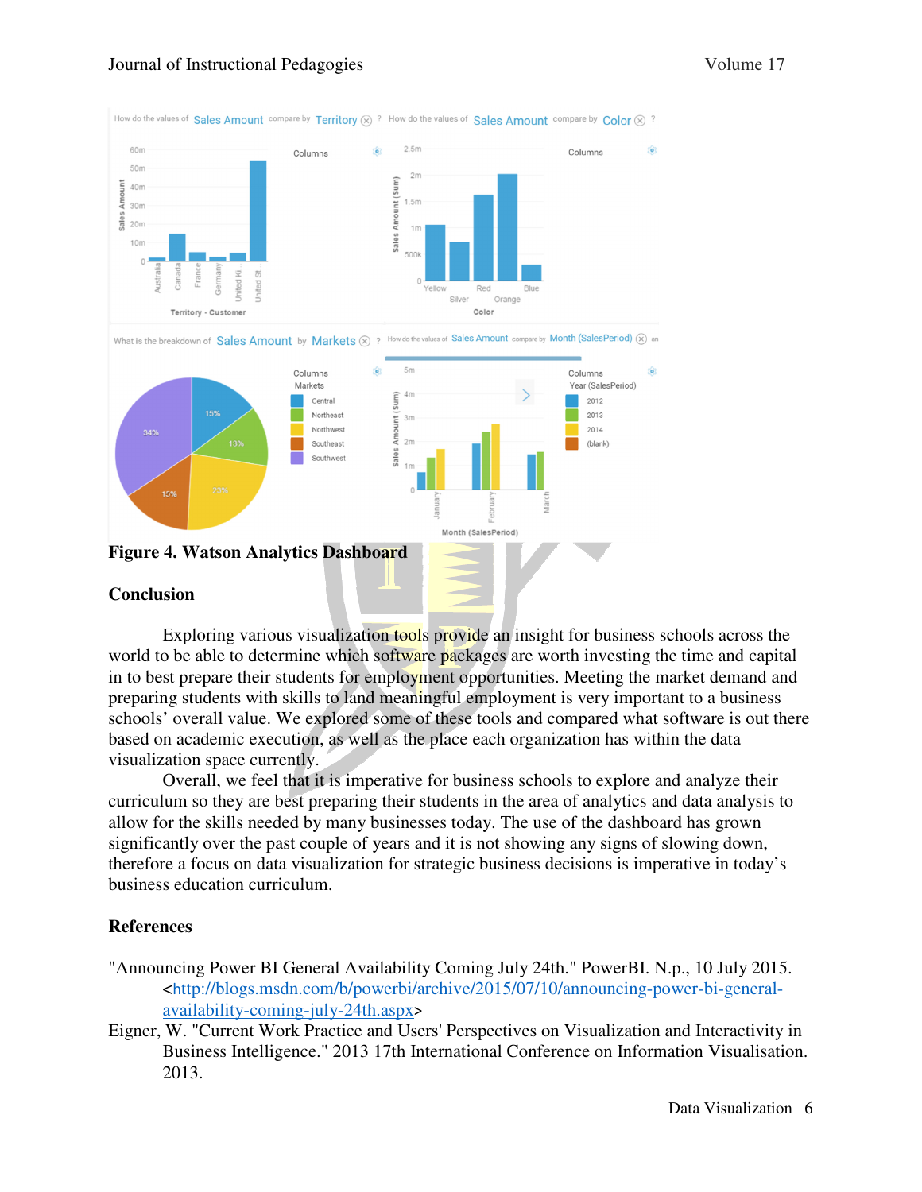**Figure 4. Watson Analytics Dashboard**

## Conclusion

Exploring various visualization tools provide an insight for business schools across the world to be able to determine which software packages are worth investing the time and capital in to best prepare their students for employment opportunities. Meeting the market demand and preparing students with skills to land meaningful employment is very important to a business schools' overall value. We explored some of these tools and compared what software is out there based on academic execution, as well as the place each organization has within the data visualization space currently.

Overall, we feel that it is imperative for business schools to explore and analyze their curriculum so they are best preparing their students in the area of analytics and data analysis to allow for the skills needed by many businesses today. The use of the dashboard has grown significantly over the past couple of years and it is not showing any signs of slowing down, therefore a focus on data visualization for strategic business decisions is imperative in today's business education curriculum.

## References

"Announcing Power BI General Availability Coming July 24th." PowerBI. N.p., 10 July 2015. <http://blogs.msdn.com/b/powerbi/archive/2015/07/10/announcing-power-bi-general-availability-coming-july-24th.aspx>

Eigner, W. "Current Work Practice and Users' Perspectives on Visualization and Interactivity in Business Intelligence." 2013 17th International Conference on Information Visualisation. 2013.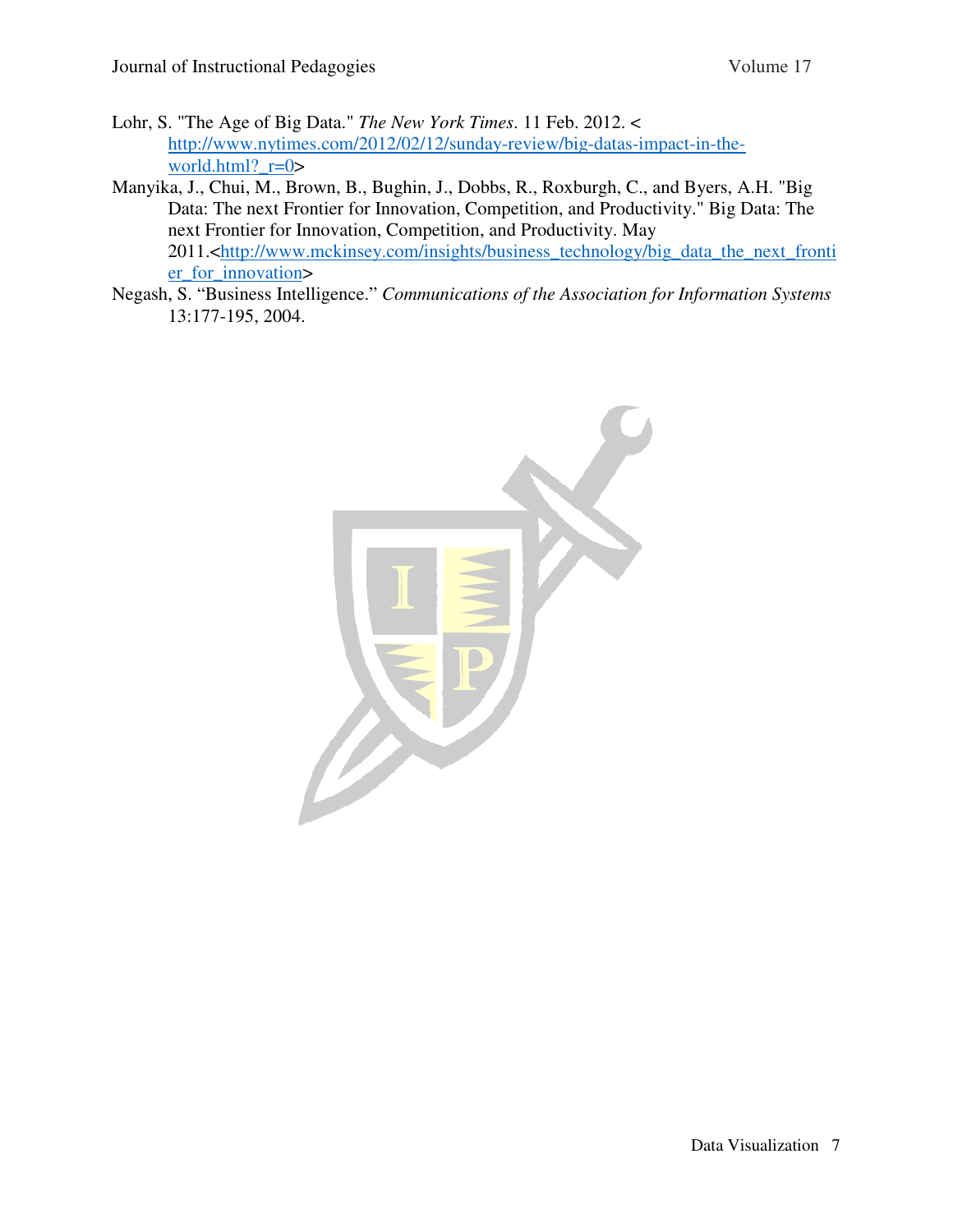Lohr, S. "The Age of Big Data." *The New York Times*. 11 Feb. 2012. < http://www.nytimes.com/2012/02/12/sunday-review/big-datas-impact-in-the-world.html?_r=0>

Manyika, J., Chui, M., Brown, B., Bughin, J., Dobbs, R., Roxburgh, C., and Byers, A.H. "Big Data: The next Frontier for Innovation, Competition, and Productivity." Big Data: The next Frontier for Innovation, Competition, and Productivity. May 2011.<http://www.mckinsey.com/insights/business_technology/big_data_the_next_frontier_for_innovation>

Negash, S. "Business Intelligence." *Communications of the Association for Information Systems* 13:177-195, 2004.